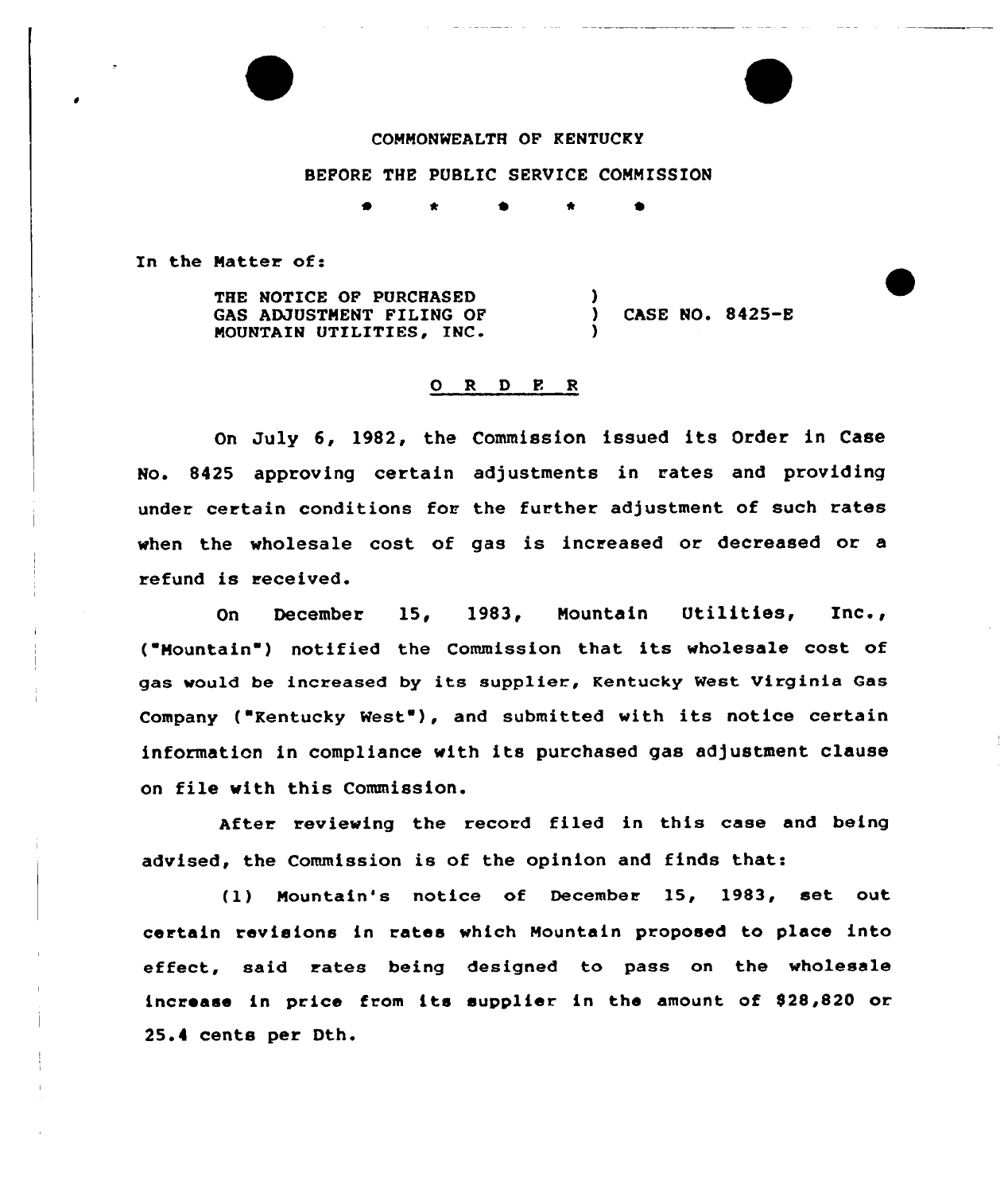COMMONWEALTH OF KENTUCKY

BEFORE THE PUBLIC SERVICE COMMISSION

\* \* \* \* \*

In the Matter of:

THE NOTICE OF PURCHASED GAS ADJUSTMENT FILING OF MOUNTAIN UTILITIES, INC. ) CASE NO. 8425-E

## O R D E R

On July 6, 1982, the Commission issued its Order in Case No. 8425 approving certain adjustments in rates and providing under certain conditions for the further adjustment of such rates when the wholesale cost of gas is increased or decreased or a refund is received.

On December 15, 1983, Mountain Utilities, Inc., ("Mountain") notified the Commission that its wholesale cost of gas would be increased by its supplier, Kentucky West Virginia Gas Company ("Kentucky West"), and submitted with its notice certain information in compliance with its purchased gas adjustment clause on file with this Commission.

After reviewing the record filed in this case and being advised, the Commission is of the opinion and finds that:

(1) Mountain's notice of December 15, 1983, set out certain revisions in rates which Mountain proposed to place into effect, said rates being designed to pass on the wholesale increase in price from its supplier in the amount of $28,820 or 25.4 cents per Dth.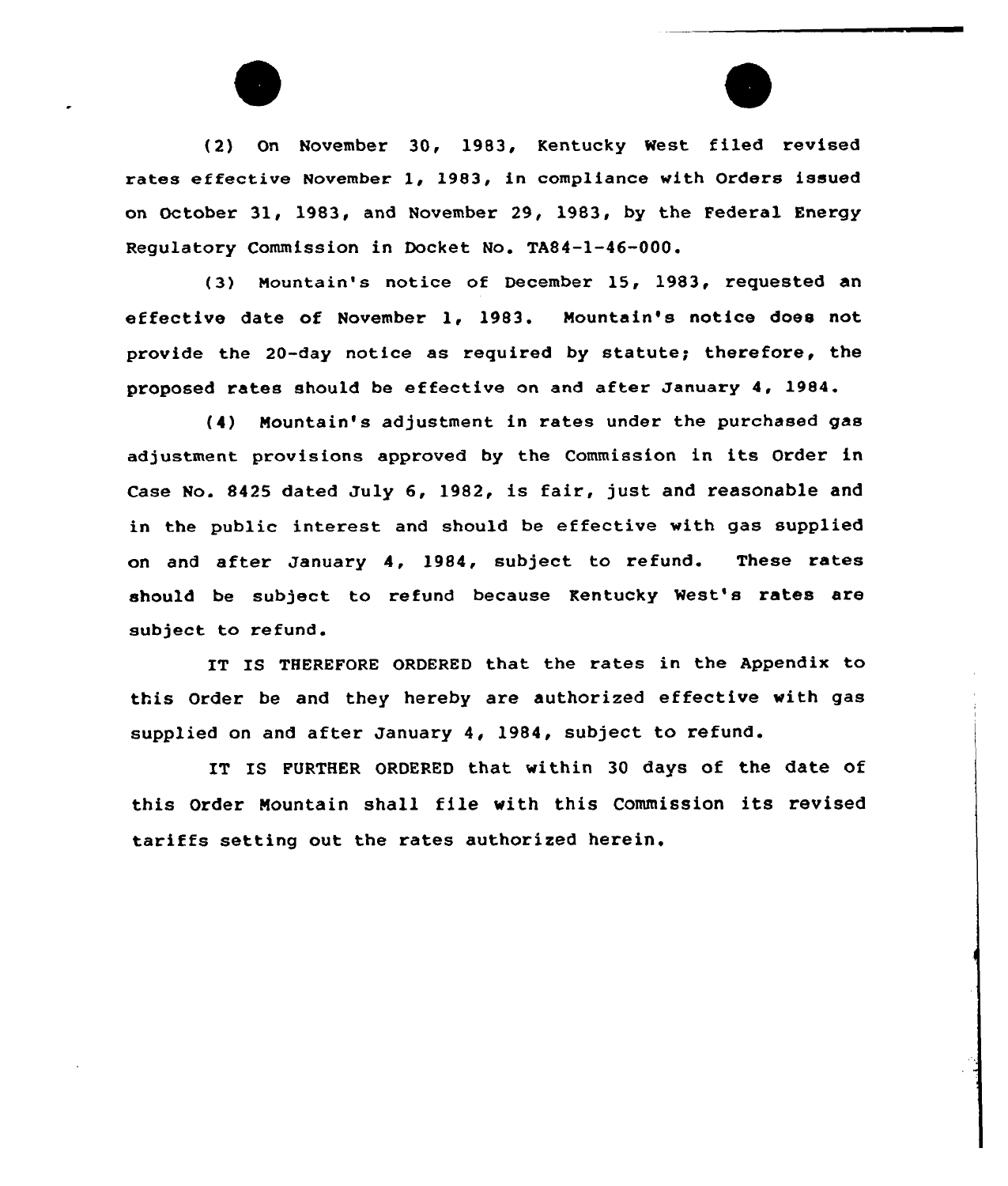(2) On November 30, 1983, Kentucky West filed revised rates effective November 1, 1983, in compliance with Orders issued on October 31, 1983, and November 29, 1983, by the Federal Energy Regulatory Commission in Docket No. TA84-1-46-000.

(3) Mountain's notice of December 15, 1983, requested an effective date of November 1, 1983. Mountain's notice does not provide the 20-day notice as required by statute; therefore, the proposed rates should be effective on and after January 4, 1984.

(4) Mountain's adjustment in rates under the purchased gas adjustment provisions approved by the Commission in its Order in Case No. 8425 dated July 6, 1982, is fair, just and reasonable and in the public interest and should be effective with gas supplied on and after January 4, 1984, subject to refund. These rates should be subject to refund because Kentucky West's rates are subject to refund.

IT IS THEREFORE ORDERED that the rates in the Appendix to this Order be and they hereby are authorized effective with gas supplied on and after January 4, 1984, subject to refund.

IT IS FURTHER ORDERED that within 30 days of the date of this Order Mountain shall file with this Commission its revised tariffs setting out the rates authorized herein.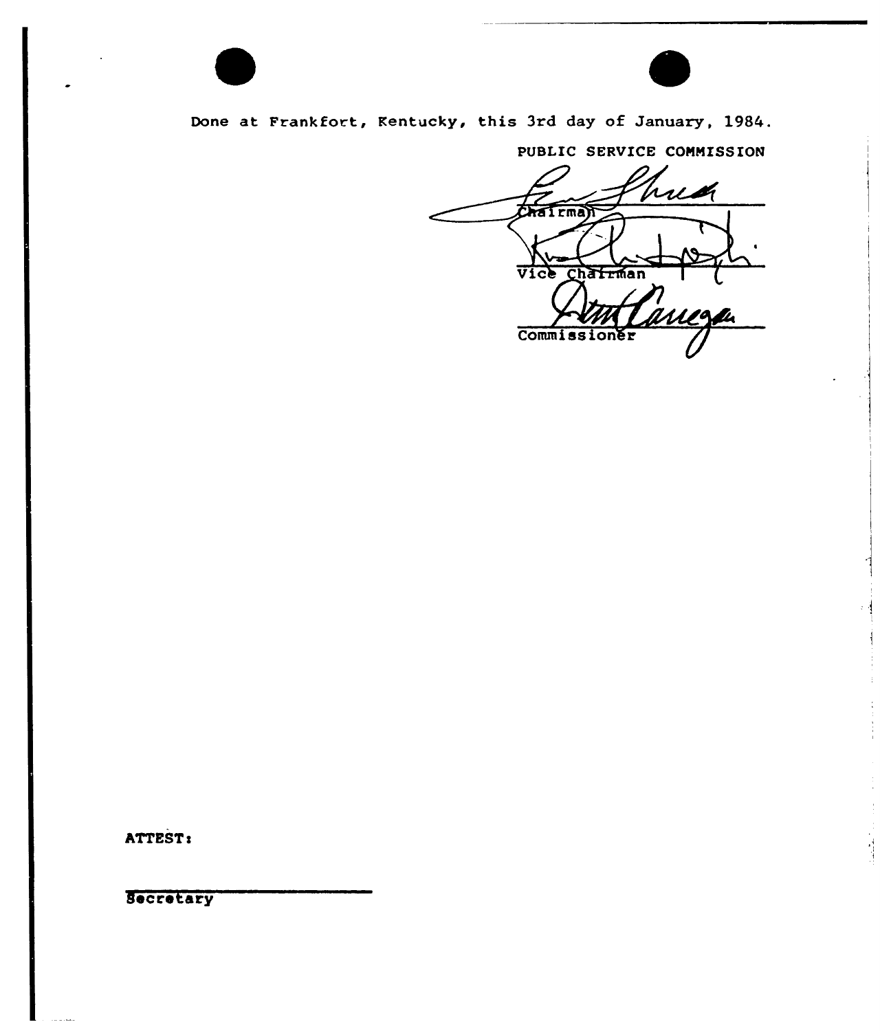Done at Frankfort, Kentucky, this 3rd day of January, 1984.

PUBLIC SERVICE COMMISSION

Chairman

Vice Chairman

Commissioner

ATTEST:

Secretary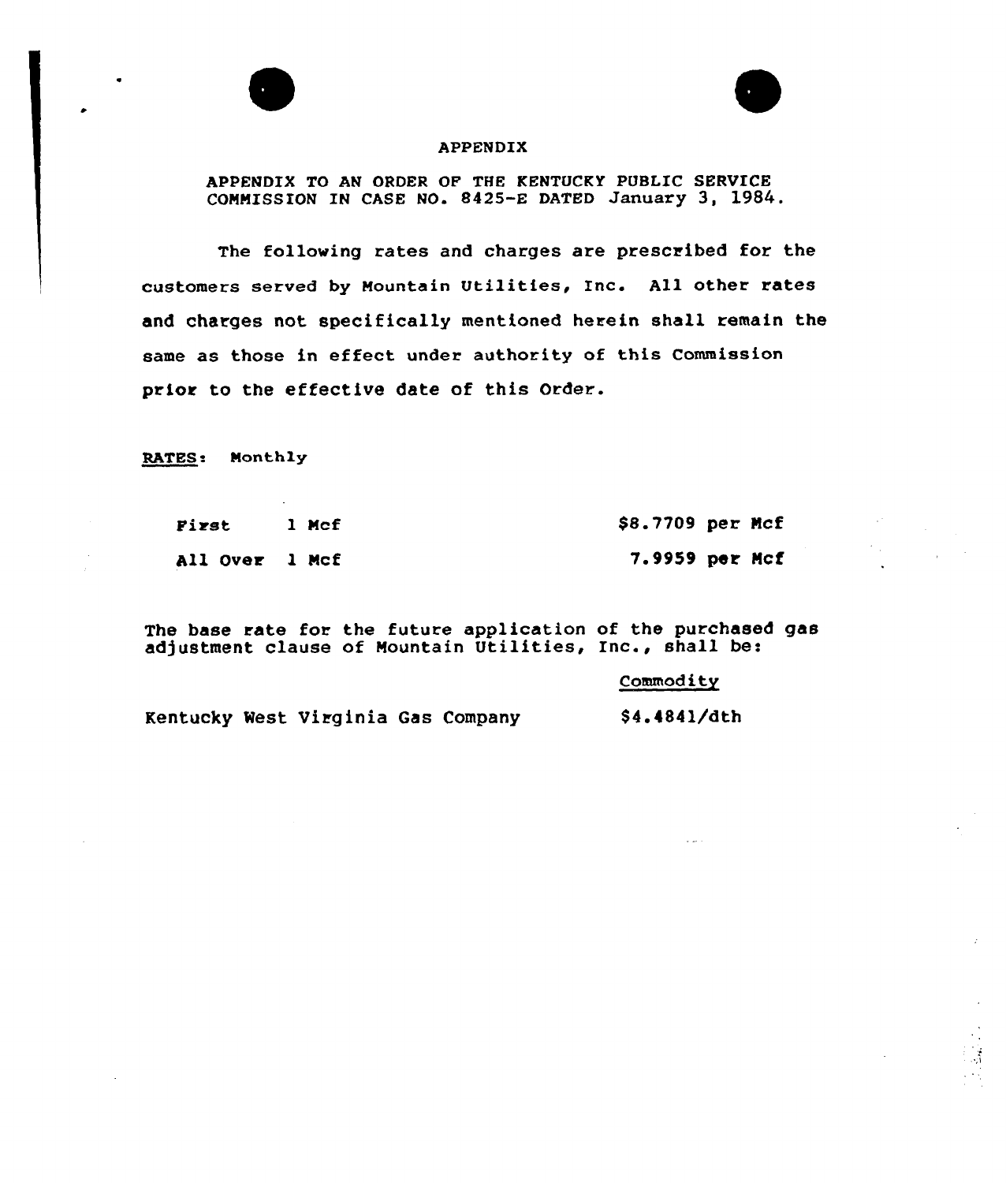# APPENDIX

APPENDIX TO AN ORDER OF THE KENTUCKY PUBLIC SERVICE COMMISSION IN CASE NO. 8425-E DATED January 3, 1984.

The following rates and charges are prescribed for the customers served by Mountain Utilities, Inc. All other rates and charges not specifically mentioned herein shall remain the same as those in effect under authority of this Commission prior to the effective date of this Order.

<u>RATES</u>: Monthly

| | | |
|---|---|---|
| First | 1 Mcf | $8.7709 per Mcf |
| All Over | 1 Mcf | 7.9959 per Mcf |

The base rate for the future application of the purchased gas adjustment clause of Mountain Utilities, Inc., shall be:

| | Commodity |
|---|---|
| Kentucky West Virginia Gas Company | $4.4841/dth |